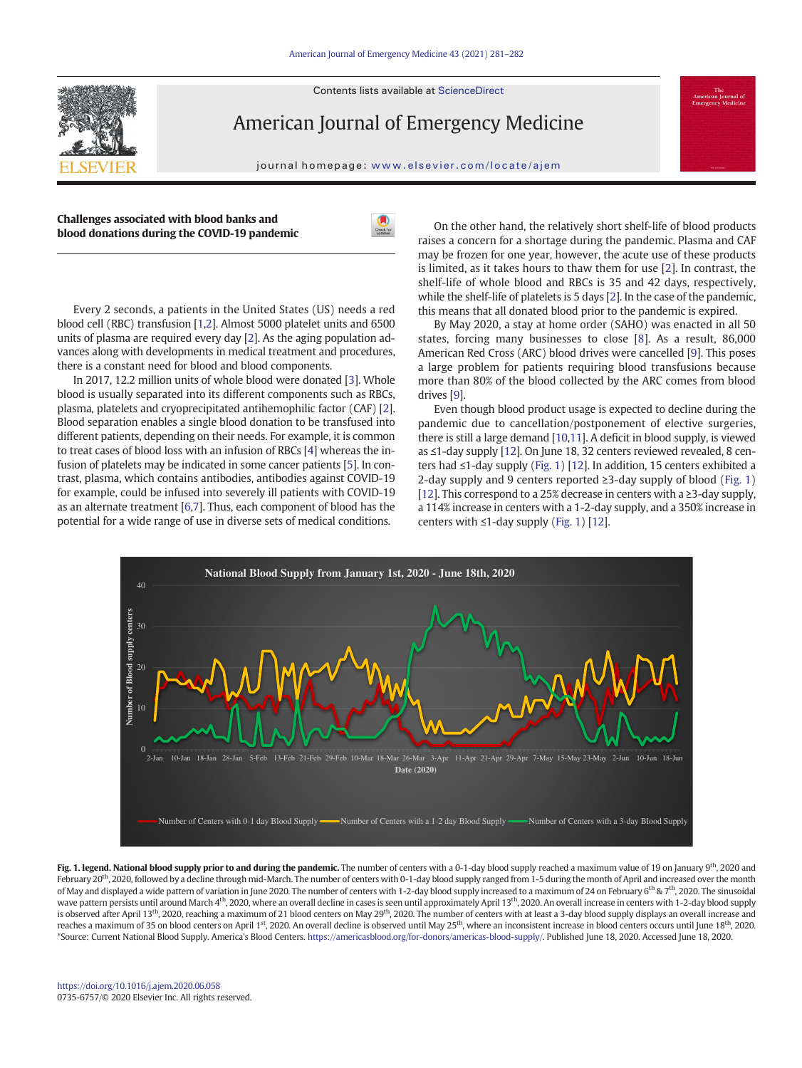## Challenges associated with blood banks and blood donations during the COVID-19 pandemic

Every 2 seconds, a patients in the United States (US) needs a red blood cell (RBC) transfusion [1,2]. Almost 5000 platelet units and 6500 units of plasma are required every day [2]. As the aging population advances along with developments in medical treatment and procedures, there is a constant need for blood and blood components.

In 2017, 12.2 million units of whole blood were donated [3]. Whole blood is usually separated into its different components such as RBCs, plasma, platelets and cryoprecipitated antihemophilic factor (CAF) [2]. Blood separation enables a single blood donation to be transfused into different patients, depending on their needs. For example, it is common to treat cases of blood loss with an infusion of RBCs [4] whereas the infusion of platelets may be indicated in some cancer patients [5]. In contrast, plasma, which contains antibodies, antibodies against COVID-19 for example, could be infused into severely ill patients with COVID-19 as an alternate treatment [6,7]. Thus, each component of blood has the potential for a wide range of use in diverse sets of medical conditions.

On the other hand, the relatively short shelf-life of blood products raises a concern for a shortage during the pandemic. Plasma and CAF may be frozen for one year, however, the acute use of these products is limited, as it takes hours to thaw them for use [2]. In contrast, the shelf-life of whole blood and RBCs is 35 and 42 days, respectively, while the shelf-life of platelets is 5 days [2]. In the case of the pandemic, this means that all donated blood prior to the pandemic is expired.

By May 2020, a stay at home order (SAHO) was enacted in all 50 states, forcing many businesses to close [8]. As a result, 86,000 American Red Cross (ARC) blood drives were cancelled [9]. This poses a large problem for patients requiring blood transfusions because more than 80% of the blood collected by the ARC comes from blood drives [9].

Even though blood product usage is expected to decline during the pandemic due to cancellation/postponement of elective surgeries, there is still a large demand [10,11]. A deficit in blood supply, is viewed as ≤1-day supply [12]. On June 18, 32 centers reviewed revealed, 8 centers had ≤1-day supply (Fig. 1) [12]. In addition, 15 centers exhibited a 2-day supply and 9 centers reported ≥3-day supply of blood (Fig. 1) [12]. This correspond to a 25% decrease in centers with a ≥3-day supply, a 114% increase in centers with a 1-2-day supply, and a 350% increase in centers with ≤1-day supply (Fig. 1) [12].

**Fig. 1. legend. National blood supply prior to and during the pandemic.** The number of centers with a 0-1-day blood supply reached a maximum value of 19 on January 9th, 2020 and February 20th, 2020, followed by a decline through mid-March. The number of centers with 0-1-day blood supply ranged from 1-5 during the month of April and increased over the month of May and displayed a wide pattern of variation in June 2020. The number of centers with 1-2-day blood supply increased to a maximum of 24 on February 6th & 7th, 2020. The sinusoidal wave pattern persists until around March 4th, 2020, where an overall decline in cases is seen until approximately April 13th, 2020. An overall increase in centers with 1-2-day blood supply is observed after April 13th, 2020, reaching a maximum of 21 blood centers on May 29th, 2020. The number of centers with at least a 3-day blood supply displays an overall increase and reaches a maximum of 35 on blood centers on April 1st, 2020. An overall decline is observed until May 25th, where an inconsistent increase in blood centers occurs until June 18th, 2020. *Source: Current National Blood Supply. America's Blood Centers. https://americasblood.org/for-donors/americas-blood-supply/. Published June 18, 2020. Accessed June 18, 2020.

https://doi.org/10.1016/j.ajem.2020.06.058
0735-6757/© 2020 Elsevier Inc. All rights reserved.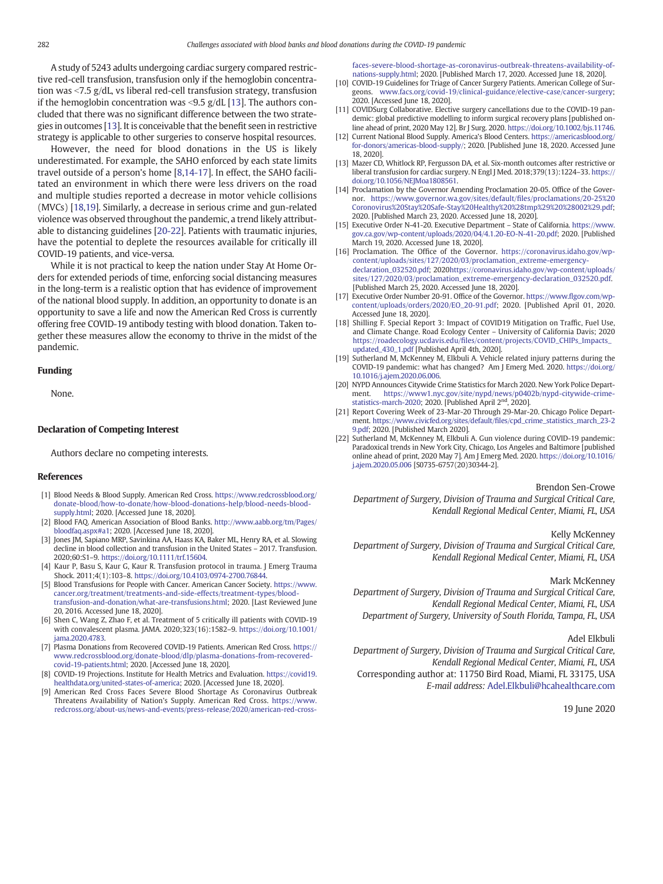A study of 5243 adults undergoing cardiac surgery compared restrictive red-cell transfusion, transfusion only if the hemoglobin concentration was <7.5 g/dL, vs liberal red-cell transfusion strategy, transfusion if the hemoglobin concentration was <9.5 g/dL [13]. The authors concluded that there was no significant difference between the two strategies in outcomes [13]. It is conceivable that the benefit seen in restrictive strategy is applicable to other surgeries to conserve hospital resources.

However, the need for blood donations in the US is likely underestimated. For example, the SAHO enforced by each state limits travel outside of a person's home [8,14-17]. In effect, the SAHO facilitated an environment in which there were less drivers on the road and multiple studies reported a decrease in motor vehicle collisions (MVCs) [18,19]. Similarly, a decrease in serious crime and gun-related violence was observed throughout the pandemic, a trend likely attributable to distancing guidelines [20-22]. Patients with traumatic injuries, have the potential to deplete the resources available for critically ill COVID-19 patients, and vice-versa.

While it is not practical to keep the nation under Stay At Home Orders for extended periods of time, enforcing social distancing measures in the long-term is a realistic option that has evidence of improvement of the national blood supply. In addition, an opportunity to donate is an opportunity to save a life and now the American Red Cross is currently offering free COVID-19 antibody testing with blood donation. Taken together these measures allow the economy to thrive in the midst of the pandemic.

## Funding

None.

## Declaration of Competing Interest

Authors declare no competing interests.

## References

[1] Blood Needs & Blood Supply. American Red Cross. https://www.redcrossblood.org/donate-blood/how-to-donate/how-blood-donations-help/blood-needs-blood-supply.html; 2020. [Accessed June 18, 2020].

[2] Blood FAQ. American Association of Blood Banks. http://www.aabb.org/tm/Pages/bloodfaq.aspx#a1; 2020. [Accessed June 18, 2020].

[3] Jones JM, Sapiano MRP, Savinkina AA, Haass KA, Baker ML, Henry RA, et al. Slowing decline in blood collection and transfusion in the United States – 2017. Transfusion. 2020;60:S1–9. https://doi.org/10.1111/trf.15604.

[4] Kaur P, Basu S, Kaur G, Kaur R. Transfusion protocol in trauma. J Emerg Trauma Shock. 2011;4(1):103–8. https://doi.org/10.4103/0974-2700.76844.

[5] Blood Transfusions for People with Cancer. American Cancer Society. https://www.cancer.org/treatment/treatments-and-side-effects/treatment-types/blood-transfusion-and-donation/what-are-transfusions.html; 2020. [Last Reviewed June 20, 2016. Accessed June 18, 2020].

[6] Shen C, Wang Z, Zhao F, et al. Treatment of 5 critically ill patients with COVID-19 with convalescent plasma. JAMA. 2020;323(16):1582–9. https://doi.org/10.1001/jama.2020.4783.

[7] Plasma Donations from Recovered COVID-19 Patients. American Red Cross. https://www.redcrossblood.org/donate-blood/dlp/plasma-donations-from-recovered-covid-19-patients.html; 2020. [Accessed June 18, 2020].

[8] COVID-19 Projections. Institute for Health Metrics and Evaluation. https://covid19.healthdata.org/united-states-of-america; 2020. [Accessed June 18, 2020].

[9] American Red Cross Faces Severe Blood Shortage As Coronavirus Outbreak Threatens Availability of Nation's Supply. American Red Cross. https://www.redcross.org/about-us/news-and-events/press-release/2020/american-red-cross-faces-severe-blood-shortage-as-coronavirus-outbreak-threatens-availability-of-nations-supply.html; 2020. [Published March 17, 2020. Accessed June 18, 2020].

[10] COVID-19 Guidelines for Triage of Cancer Surgery Patients. American College of Surgeons. www.facs.org/covid-19/clinical-guidance/elective-case/cancer-surgery; 2020. [Accessed June 18, 2020].

[11] COVIDSurg Collaborative. Elective surgery cancellations due to the COVID-19 pandemic: global predictive modelling to inform surgical recovery plans [published online ahead of print, 2020 May 12]. Br J Surg. 2020. https://doi.org/10.1002/bjs.11746.

[12] Current National Blood Supply. America's Blood Centers. https://americasblood.org/for-donors/americas-blood-supply/; 2020. [Published June 18, 2020. Accessed June 18, 2020].

[13] Mazer CD, Whitlock RP, Fergusson DA, et al. Six-month outcomes after restrictive or liberal transfusion for cardiac surgery. N Engl J Med. 2018;379(13):1224–33. https://doi.org/10.1056/NEJMoa1808561.

[14] Proclamation by the Governor Amending Proclamation 20-05. Office of the Governor. https://www.governor.wa.gov/sites/default/files/proclamations/20-25%20Coronovirus%20Stay%20Safe-Stay%20Healthy%20%28tmp%29%20%28002%29.pdf; 2020. [Published March 23, 2020. Accessed June 18, 2020].

[15] Executive Order N-41-20. Executive Department – State of California. https://www.gov.ca.gov/wp-content/uploads/2020/04/4.1.20-EO-N-41-20.pdf; 2020. [Published March 19, 2020. Accessed June 18, 2020].

[16] Proclamation. The Office of the Governor. https://coronavirus.idaho.gov/wp-content/uploads/sites/127/2020/03/proclamation_extreme-emergency-declaration_032520.pdf; 2020https://coronavirus.idaho.gov/wp-content/uploads/sites/127/2020/03/proclamation_extreme-emergency-declaration_032520.pdf. [Published March 25, 2020. Accessed June 18, 2020].

[17] Executive Order Number 20-91. Office of the Governor. https://www.flgov.com/wp-content/uploads/orders/2020/EO_20-91.pdf; 2020. [Published April 01, 2020. Accessed June 18, 2020].

[18] Shilling F. Special Report 3: Impact of COVID19 Mitigation on Traffic, Fuel Use, and Climate Change. Road Ecology Center – University of California Davis; 2020 https://roadecology.ucdavis.edu/files/content/projects/COVID_CHIPs_Impacts_updated_430_1.pdf [Published April 4th, 2020].

[19] Sutherland M, McKenney M, Elkbuli A. Vehicle related injury patterns during the COVID-19 pandemic: what has changed? Am J Emerg Med. 2020. https://doi.org/10.1016/j.ajem.2020.06.006.

[20] NYPD Announces Citywide Crime Statistics for March 2020. New York Police Department. https://www1.nyc.gov/site/nypd/news/p0402b/nypd-citywide-crime-statistics-march-2020; 2020. [Published April 2nd, 2020].

[21] Report Covering Week of 23-Mar-20 Through 29-Mar-20. Chicago Police Department. https://www.civicfed.org/sites/default/files/cpd_crime_statistics_march_23-29.pdf; 2020. [Published March 2020].

[22] Sutherland M, McKenney M, Elkbuli A. Gun violence during COVID-19 pandemic: Paradoxical trends in New York City, Chicago, Los Angeles and Baltimore [published online ahead of print, 2020 May 7]. Am J Emerg Med. 2020. https://doi.org/10.1016/j.ajem.2020.05.006 [S0735-6757(20)30344-2].

Brendon Sen-Crowe
*Department of Surgery, Division of Trauma and Surgical Critical Care, Kendall Regional Medical Center, Miami, FL, USA*

Kelly McKenney
*Department of Surgery, Division of Trauma and Surgical Critical Care, Kendall Regional Medical Center, Miami, FL, USA*

Mark McKenney
*Department of Surgery, Division of Trauma and Surgical Critical Care, Kendall Regional Medical Center, Miami, FL, USA*
*Department of Surgery, University of South Florida, Tampa, FL, USA*

Adel Elkbuli
*Department of Surgery, Division of Trauma and Surgical Critical Care, Kendall Regional Medical Center, Miami, FL, USA*
Corresponding author at: 11750 Bird Road, Miami, FL 33175, USA
*E-mail address:* Adel.Elkbuli@hcahealthcare.com

19 June 2020